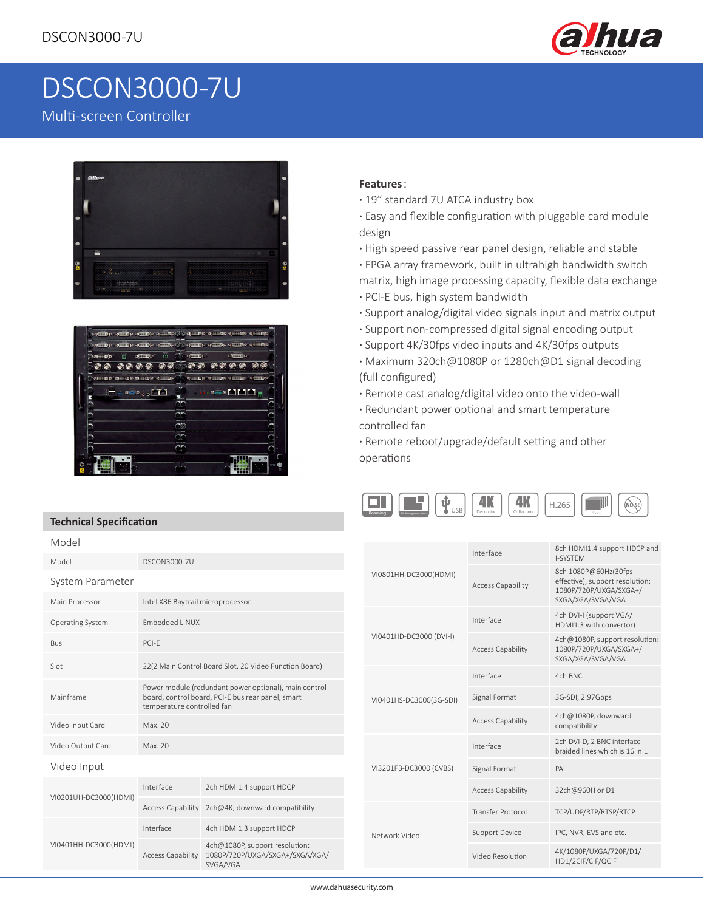# DSCON3000-7U

Multi-screen Controller

**Features**:

- 19" standard 7U ATCA industry box
- Easy and flexible configuration with pluggable card module design
- High speed passive rear panel design, reliable and stable
- FPGA array framework, built in ultrahigh bandwidth switch matrix, high image processing capacity, flexible data exchange
- PCI-E bus, high system bandwidth
- Support analog/digital video signals input and matrix output
- Support non-compressed digital signal encoding output
- Support 4K/30fps video inputs and 4K/30fps outputs
- Maximum 320ch@1080P or 1280ch@D1 signal decoding (full configured)
- Remote cast analog/digital video onto the video-wall
- Redundant power optional and smart temperature controlled fan
- Remote reboot/upgrade/default setting and other operations

## Technical Specification

### Model

| Model | DSCON3000-7U |
|---|---|

### System Parameter

| | |
|---|---|
| Main Processor | Intel X86 Baytrail microprocessor |
| Operating System | Embedded LINUX |
| Bus | PCI-E |
| Slot | 22(2 Main Control Board Slot, 20 Video Function Board) |
| Mainframe | Power module (redundant power optional), main control board, control board, PCI-E bus rear panel, smart temperature controlled fan |
| Video Input Card | Max. 20 |
| Video Output Card | Max. 20 |

### Video Input

| | | |
|---|---|---|
| VI0201UH-DC3000(HDMI) | Interface | 2ch HDMI1.4 support HDCP |
| | Access Capability | 2ch@4K, downward compatibility |
| VI0401HH-DC3000(HDMI) | Interface | 4ch HDMI1.3 support HDCP |
| | Access Capability | 4ch@1080P, support resolution: 1080P/720P/UXGA/SXGA+/SXGA/XGA/SVGA/VGA |
| VI0801HH-DC3000(HDMI) | Interface | 8ch HDMI1.4 support HDCP and I-SYSTEM |
| | Access Capability | 8ch 1080P@60Hz(30fps effective), support resolution: 1080P/720P/UXGA/SXGA+/SXGA/XGA/SVGA/VGA |
| VI0401HD-DC3000 (DVI-I) | Interface | 4ch DVI-I (support VGA/HDMI1.3 with convertor) |
| | Access Capability | 4ch@1080P, support resolution: 1080P/720P/UXGA/SXGA+/SXGA/XGA/SVGA/VGA |
| VI0401HS-DC3000(3G-SDI) | Interface | 4ch BNC |
| | Signal Format | 3G-SDI, 2.97Gbps |
| | Access Capability | 4ch@1080P, downward compatibility |
| VI3201FB-DC3000 (CVBS) | Interface | 2ch DVI-D, 2 BNC interface braided lines which is 16 in 1 |
| | Signal Format | PAL |
| | Access Capability | 32ch@960H or D1 |
| Network Video | Transfer Protocol | TCP/UDP/RTP/RTSP/RTCP |
| | Support Device | IPC, NVR, EVS and etc. |
| | Video Resolution | 4K/1080P/UXGA/720P/D1/HD1/2CIF/CIF/QCIF |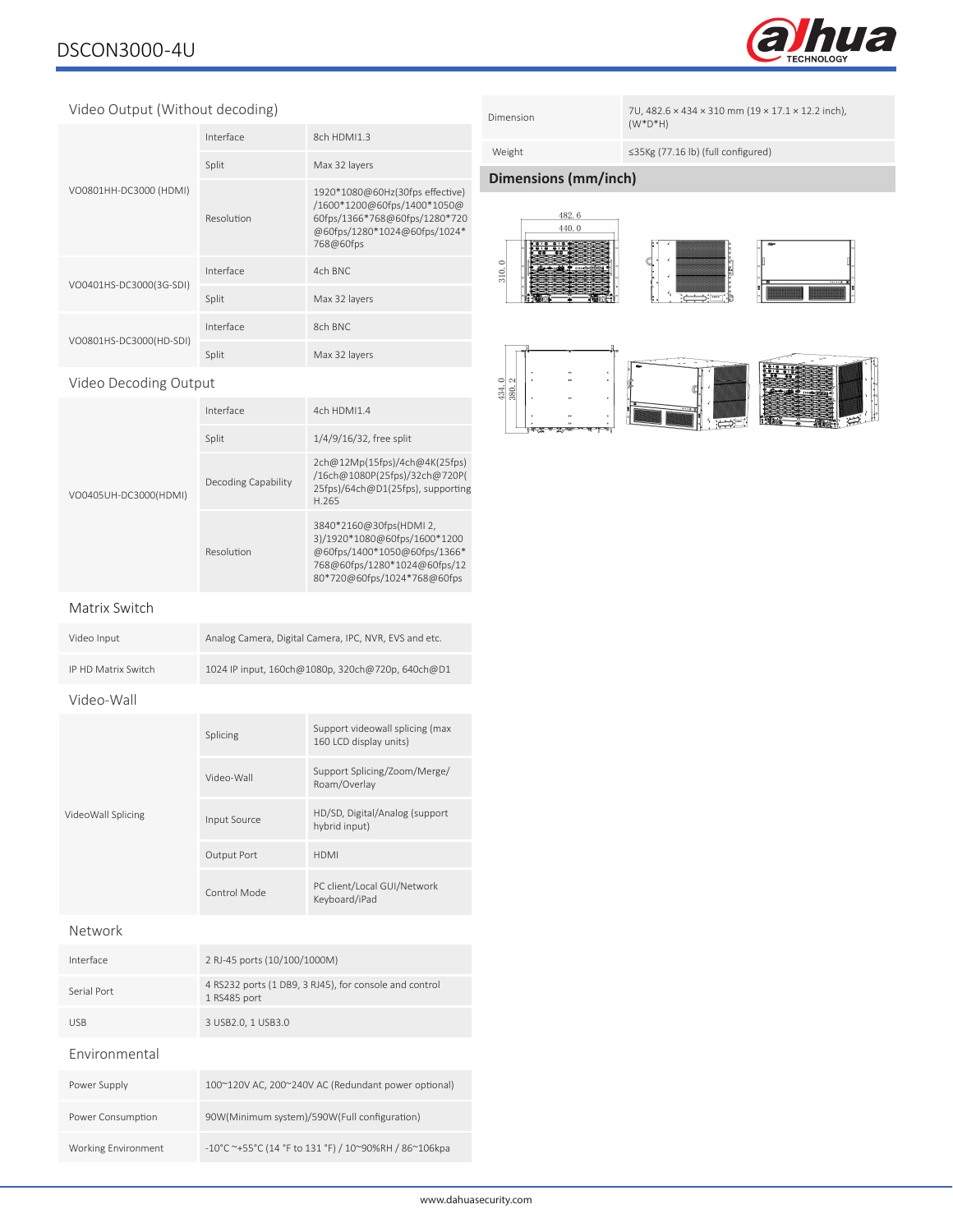## Video Output (Without decoding)

| | | |
|---|---|---|
| VO0801HH-DC3000 (HDMI) | Interface | 8ch HDMI1.3 |
| | Split | Max 32 layers |
| | Resolution | 1920*1080@60Hz(30fps effective)/1600*1200@60fps/1400*1050@60fps/1366*768@60fps/1280*720@60fps/1280*1024@60fps/1024*768@60fps |
| VO0401HS-DC3000(3G-SDI) | Interface | 4ch BNC |
| | Split | Max 32 layers |
| VO0801HS-DC3000(HD-SDI) | Interface | 8ch BNC |
| | Split | Max 32 layers |

## Video Decoding Output

| | | |
|---|---|---|
| VO0405UH-DC3000(HDMI) | Interface | 4ch HDMI1.4 |
| | Split | 1/4/9/16/32, free split |
| | Decoding Capability | 2ch@12Mp(15fps)/4ch@4K(25fps)/16ch@1080P(25fps)/32ch@720P(25fps)/64ch@D1(25fps), supporting H.265 |
| | Resolution | 3840*2160@30fps(HDMI 2, 3)/1920*1080@60fps/1600*1200@60fps/1400*1050@60fps/1366*768@60fps/1280*1024@60fps/1280*720@60fps/1024*768@60fps |

## Matrix Switch

| | |
|---|---|
| Video Input | Analog Camera, Digital Camera, IPC, NVR, EVS and etc. |
| IP HD Matrix Switch | 1024 IP input, 160ch@1080p, 320ch@720p, 640ch@D1 |

## Video-Wall

| | | |
|---|---|---|
| VideoWall Splicing | Splicing | Support videowall splicing (max 160 LCD display units) |
| | Video-Wall | Support Splicing/Zoom/Merge/Roam/Overlay |
| | Input Source | HD/SD, Digital/Analog (support hybrid input) |
| | Output Port | HDMI |
| | Control Mode | PC client/Local GUI/Network Keyboard/iPad |

## Network

| | |
|---|---|
| Interface | 2 RJ-45 ports (10/100/1000M) |
| Serial Port | 4 RS232 ports (1 DB9, 3 RJ45), for console and control 1 RS485 port |
| USB | 3 USB2.0, 1 USB3.0 |

## Environmental

| | |
|---|---|
| Power Supply | 100~120V AC, 200~240V AC (Redundant power optional) |
| Power Consumption | 90W(Minimum system)/590W(Full configuration) |
| Working Environment | -10°C ~+55°C (14 °F to 131 °F) / 10~90%RH / 86~106kpa |
| Dimension | 7U, 482.6 × 434 × 310 mm (19 × 17.1 × 12.2 inch), (W*D*H) |
| Weight | ≤35Kg (77.16 lb) (full configured) |

## Dimensions (mm/inch)

482.6
440.0
310.0
434.0
380.2

www.dahuasecurity.com